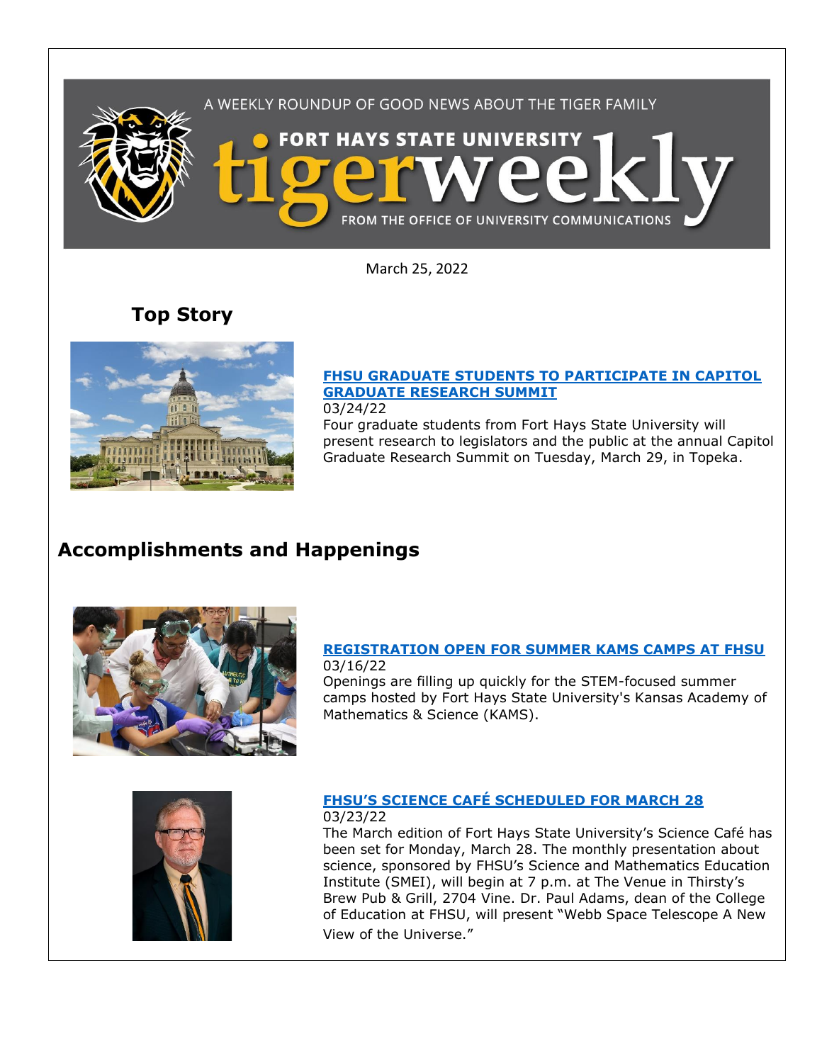A WEEKLY ROUNDUP OF GOOD NEWS ABOUT THE TIGER FAMILY

# FORT HAYS STATE UNIVERSITY tigerweekly

FROM THE OFFICE OF UNIVERSITY COMMUNICATIONS

March 25, 2022

## Top Story

**FHSU GRADUATE STUDENTS TO PARTICIPATE IN CAPITOL GRADUATE RESEARCH SUMMIT**

03/24/22

Four graduate students from Fort Hays State University will present research to legislators and the public at the annual Capitol Graduate Research Summit on Tuesday, March 29, in Topeka.

## Accomplishments and Happenings

**REGISTRATION OPEN FOR SUMMER KAMS CAMPS AT FHSU**

03/16/22

Openings are filling up quickly for the STEM-focused summer camps hosted by Fort Hays State University's Kansas Academy of Mathematics & Science (KAMS).

**FHSU'S SCIENCE CAFÉ SCHEDULED FOR MARCH 28**

03/23/22

The March edition of Fort Hays State University's Science Café has been set for Monday, March 28. The monthly presentation about science, sponsored by FHSU's Science and Mathematics Education Institute (SMEI), will begin at 7 p.m. at The Venue in Thirsty's Brew Pub & Grill, 2704 Vine. Dr. Paul Adams, dean of the College of Education at FHSU, will present "Webb Space Telescope A New View of the Universe."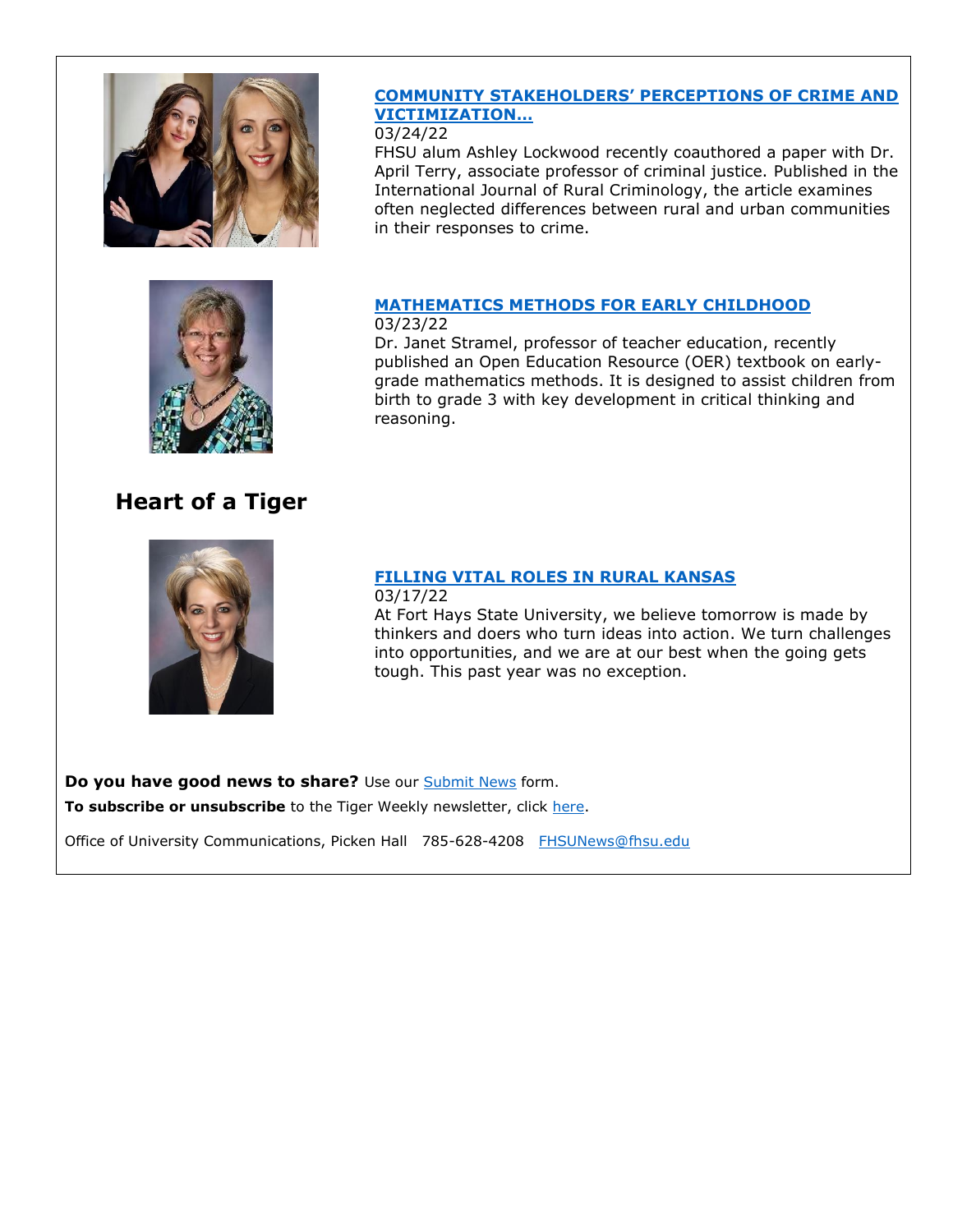**[COMMUNITY STAKEHOLDERS' PERCEPTIONS OF CRIME AND VICTIMIZATION…]**

03/24/22

FHSU alum Ashley Lockwood recently coauthored a paper with Dr. April Terry, associate professor of criminal justice. Published in the International Journal of Rural Criminology, the article examines often neglected differences between rural and urban communities in their responses to crime.

**[MATHEMATICS METHODS FOR EARLY CHILDHOOD]**

03/23/22

Dr. Janet Stramel, professor of teacher education, recently published an Open Education Resource (OER) textbook on early-grade mathematics methods. It is designed to assist children from birth to grade 3 with key development in critical thinking and reasoning.

## Heart of a Tiger

**[FILLING VITAL ROLES IN RURAL KANSAS]**

03/17/22

At Fort Hays State University, we believe tomorrow is made by thinkers and doers who turn ideas into action. We turn challenges into opportunities, and we are at our best when the going gets tough. This past year was no exception.

**Do you have good news to share?** Use our Submit News form.

**To subscribe or unsubscribe** to the Tiger Weekly newsletter, click here.

Office of University Communications, Picken Hall 785-628-4208 FHSUNews@fhsu.edu